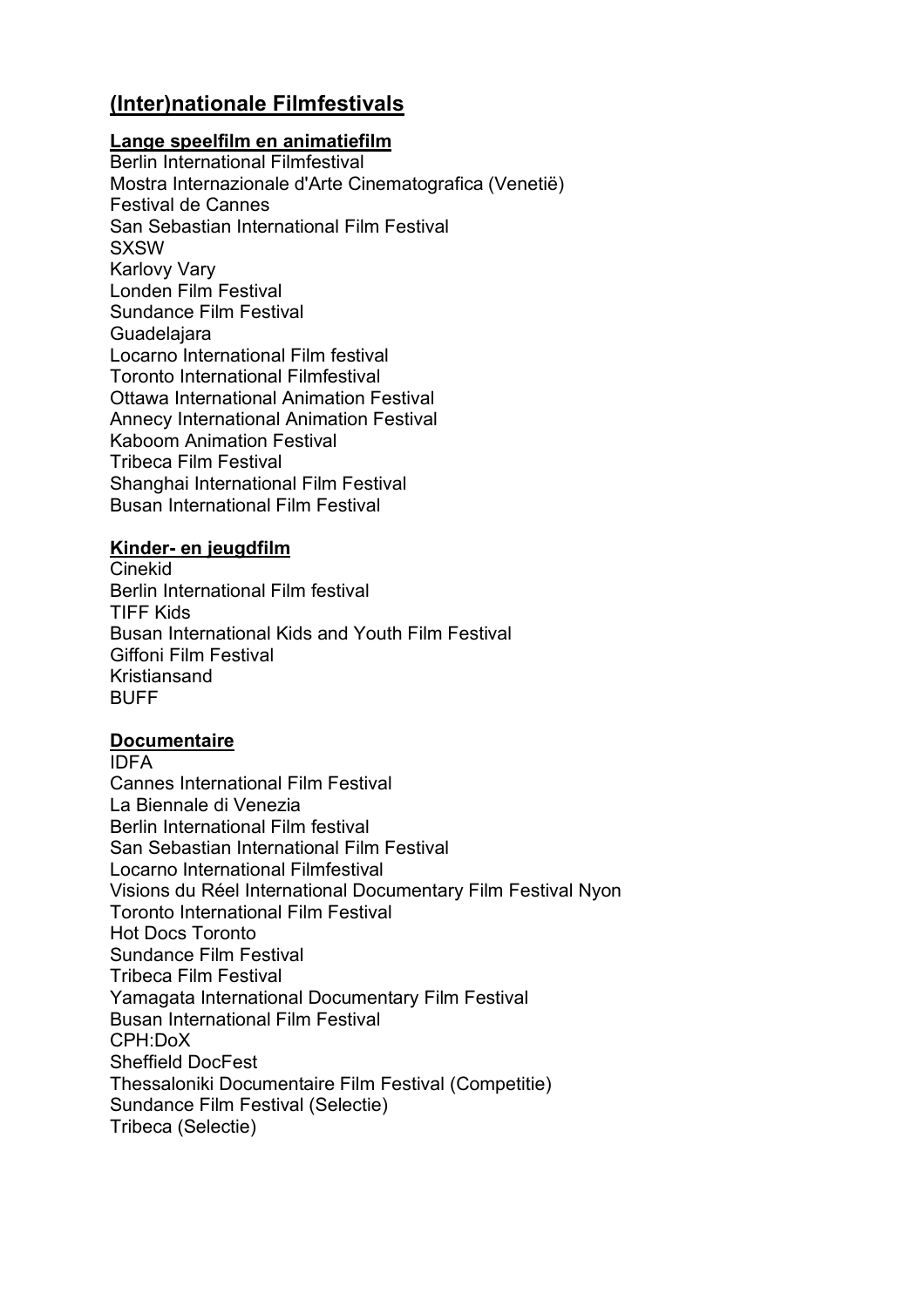# (Inter)nationale Filmfestivals

## Lange speelfilm en animatiefilm

Berlin International Filmfestival
Mostra Internazionale d'Arte Cinematografica (Venetië)
Festival de Cannes
San Sebastian International Film Festival
SXSW
Karlovy Vary
Londen Film Festival
Sundance Film Festival
Guadelajara
Locarno International Film festival
Toronto International Filmfestival
Ottawa International Animation Festival
Annecy International Animation Festival
Kaboom Animation Festival
Tribeca Film Festival
Shanghai International Film Festival
Busan International Film Festival

## Kinder- en jeugdfilm

Cinekid
Berlin International Film festival
TIFF Kids
Busan International Kids and Youth Film Festival
Giffoni Film Festival
Kristiansand
BUFF

## Documentaire

IDFA
Cannes International Film Festival
La Biennale di Venezia
Berlin International Film festival
San Sebastian International Film Festival
Locarno International Filmfestival
Visions du Réel International Documentary Film Festival Nyon
Toronto International Film Festival
Hot Docs Toronto
Sundance Film Festival
Tribeca Film Festival
Yamagata International Documentary Film Festival
Busan International Film Festival
CPH:DoX
Sheffield DocFest
Thessaloniki Documentaire Film Festival (Competitie)
Sundance Film Festival (Selectie)
Tribeca (Selectie)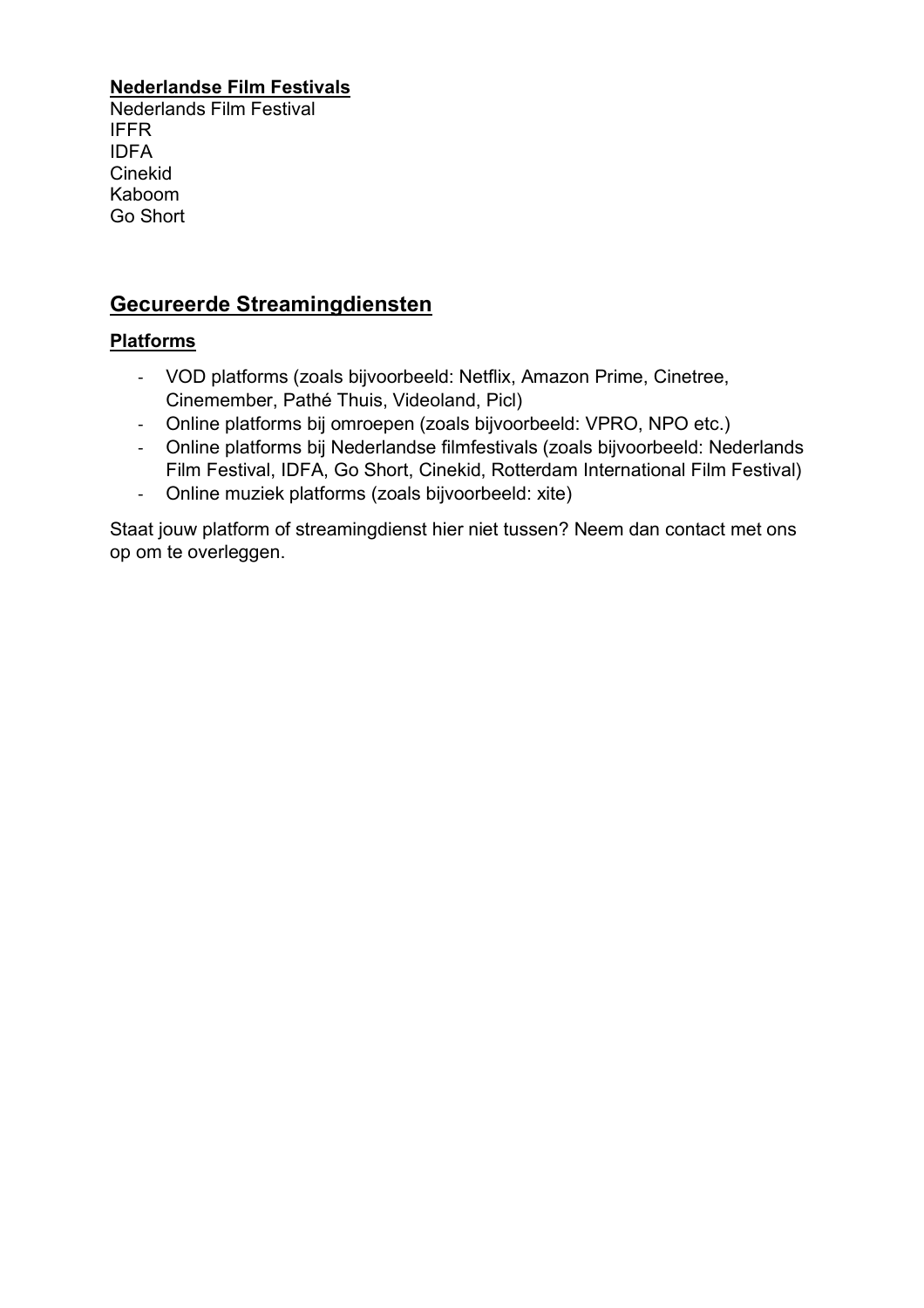**Nederlandse Film Festivals**
Nederlands Film Festival
IFFR
IDFA
Cinekid
Kaboom
Go Short

## Gecureerde Streamingdiensten

### Platforms

- VOD platforms (zoals bijvoorbeeld: Netflix, Amazon Prime, Cinetree, Cinemember, Pathé Thuis, Videoland, Picl)
- Online platforms bij omroepen (zoals bijvoorbeeld: VPRO, NPO etc.)
- Online platforms bij Nederlandse filmfestivals (zoals bijvoorbeeld: Nederlands Film Festival, IDFA, Go Short, Cinekid, Rotterdam International Film Festival)
- Online muziek platforms (zoals bijvoorbeeld: xite)

Staat jouw platform of streamingdienst hier niet tussen? Neem dan contact met ons op om te overleggen.